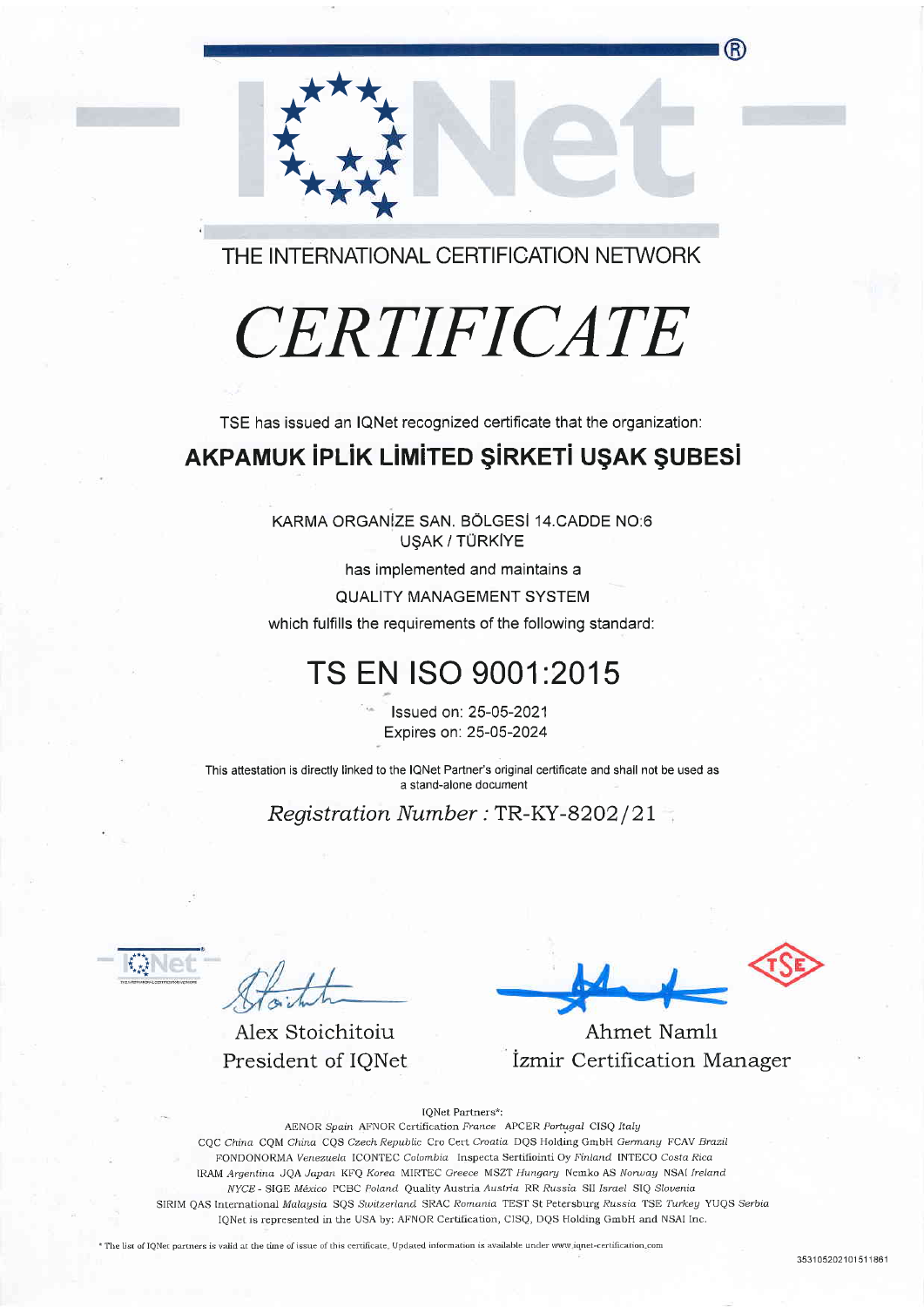THE INTERNATIONAL CERTIFICATION NETWORK

# *CERTIFICATE*

TSE has issued an IQNet recognized certificate that the organization:

## AKPAMUK İPLİK LİMİTED ŞİRKETİ UŞAK ŞUBESİ

KARMA ORGANİZE SAN. BÖLGESİ 14.CADDE NO:6
UŞAK / TÜRKİYE

has implemented and maintains a

QUALITY MANAGEMENT SYSTEM

which fulfills the requirements of the following standard:

# TS EN ISO 9001:2015

Issued on: 25-05-2021
Expires on: 25-05-2024

This attestation is directly linked to the IQNet Partner's original certificate and shall not be used as a stand-alone document

*Registration Number* : TR-KY-8202/21

Alex Stoichitoiu
President of IQNet

Ahmet Namlı
İzmir Certification Manager

IQNet Partners*:

AENOR *Spain* AFNOR Certification *France* APCER *Portugal* CISQ *Italy*
CQC *China* CQM *China* CQS *Czech Republic* Cro Cert *Croatia* DQS Holding GmbH *Germany* FCAV *Brazil*
FONDONORMA *Venezuela* ICONTEC *Colombia* Inspecta Sertifiointi Oy *Finland* INTECO *Costa Rica*
IRAM *Argentina* JQA *Japan* KFQ *Korea* MIRTEC *Greece* MSZT *Hungary* Nemko AS *Norway* NSAI *Ireland*
*NYCE* - SIGE *México* PCBC *Poland* Quality Austria *Austria* RR *Russia* SII *Israel* SIQ *Slovenia*
SIRIM QAS International *Malaysia* SQS *Switzerland* SRAC *Romania* TEST St Petersburg *Russia* TSE *Turkey* YUQS *Serbia*
IQNet is represented in the USA by: AFNOR Certification, CISQ, DQS Holding GmbH and NSAI Inc.

* The list of IQNet partners is valid at the time of issue of this certificate. Updated information is available under www.iqnet-certification.com

353105202101511861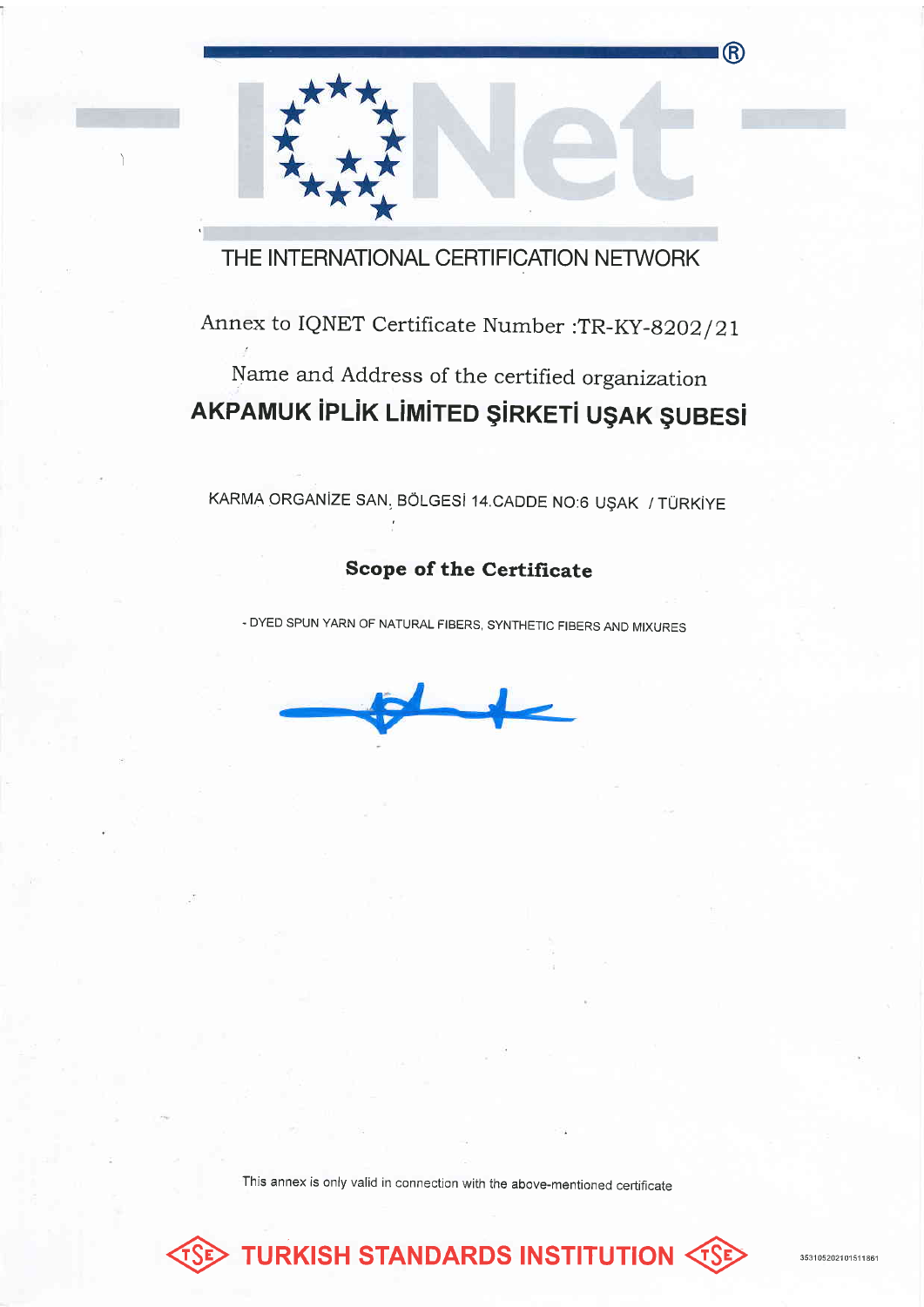IQNet

THE INTERNATIONAL CERTIFICATION NETWORK

Annex to IQNET Certificate Number :TR-KY-8202/21

Name and Address of the certified organization

## AKPAMUK İPLİK LİMİTED ŞİRKETİ UŞAK ŞUBESİ

KARMA ORGANİZE SAN. BÖLGESİ 14.CADDE NO:6 UŞAK / TÜRKİYE

### Scope of the Certificate

- DYED SPUN YARN OF NATURAL FIBERS, SYNTHETIC FIBERS AND MIXURES

This annex is only valid in connection with the above-mentioned certificate

TURKISH STANDARDS INSTITUTION

353105202101511861